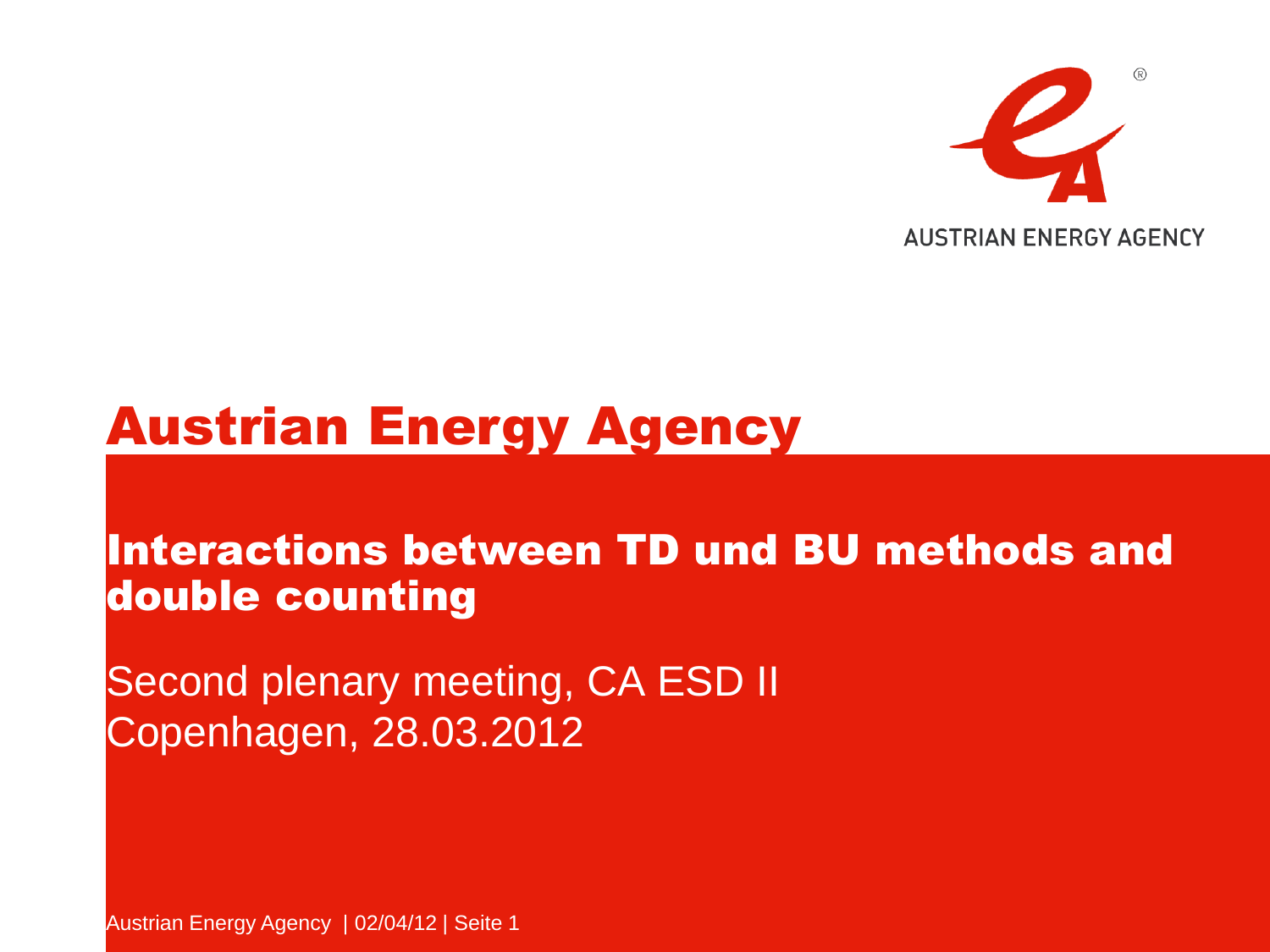AUSTRIAN ENERGY AGENCY

# Austrian Energy Agency

## Interactions between TD und BU methods and double counting

Second plenary meeting, CA ESD II
Copenhagen, 28.03.2012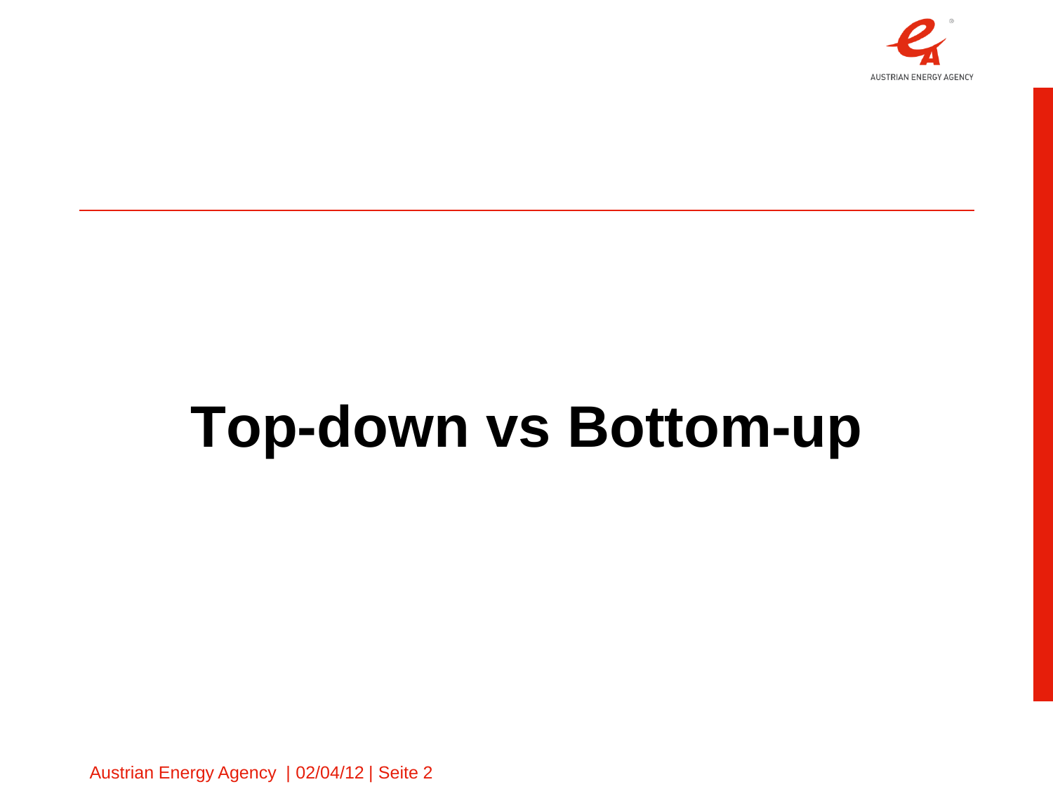# Top-down vs Bottom-up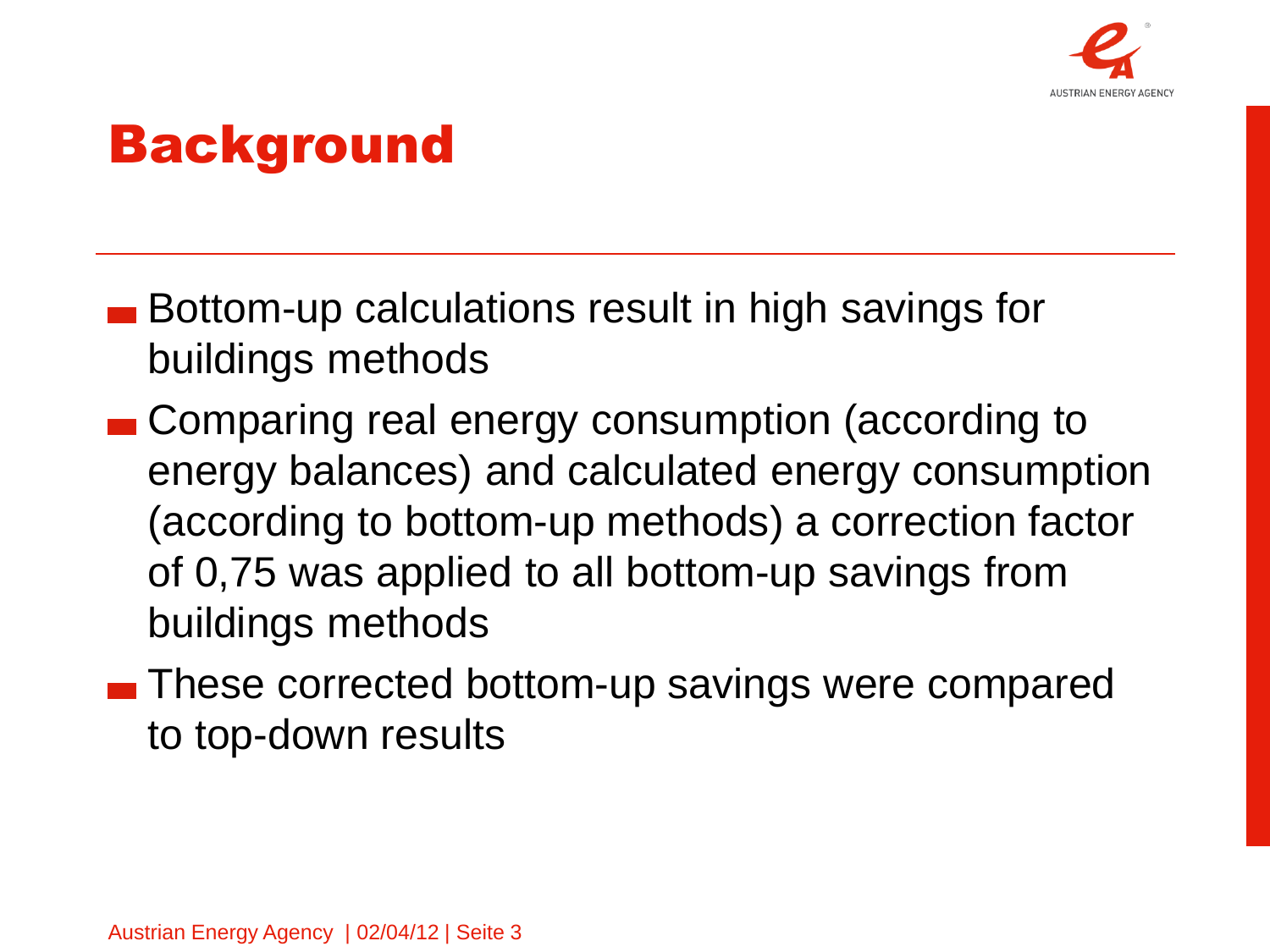# Background

- Bottom-up calculations result in high savings for buildings methods
- Comparing real energy consumption (according to energy balances) and calculated energy consumption (according to bottom-up methods) a correction factor of 0,75 was applied to all bottom-up savings from buildings methods
- These corrected bottom-up savings were compared to top-down results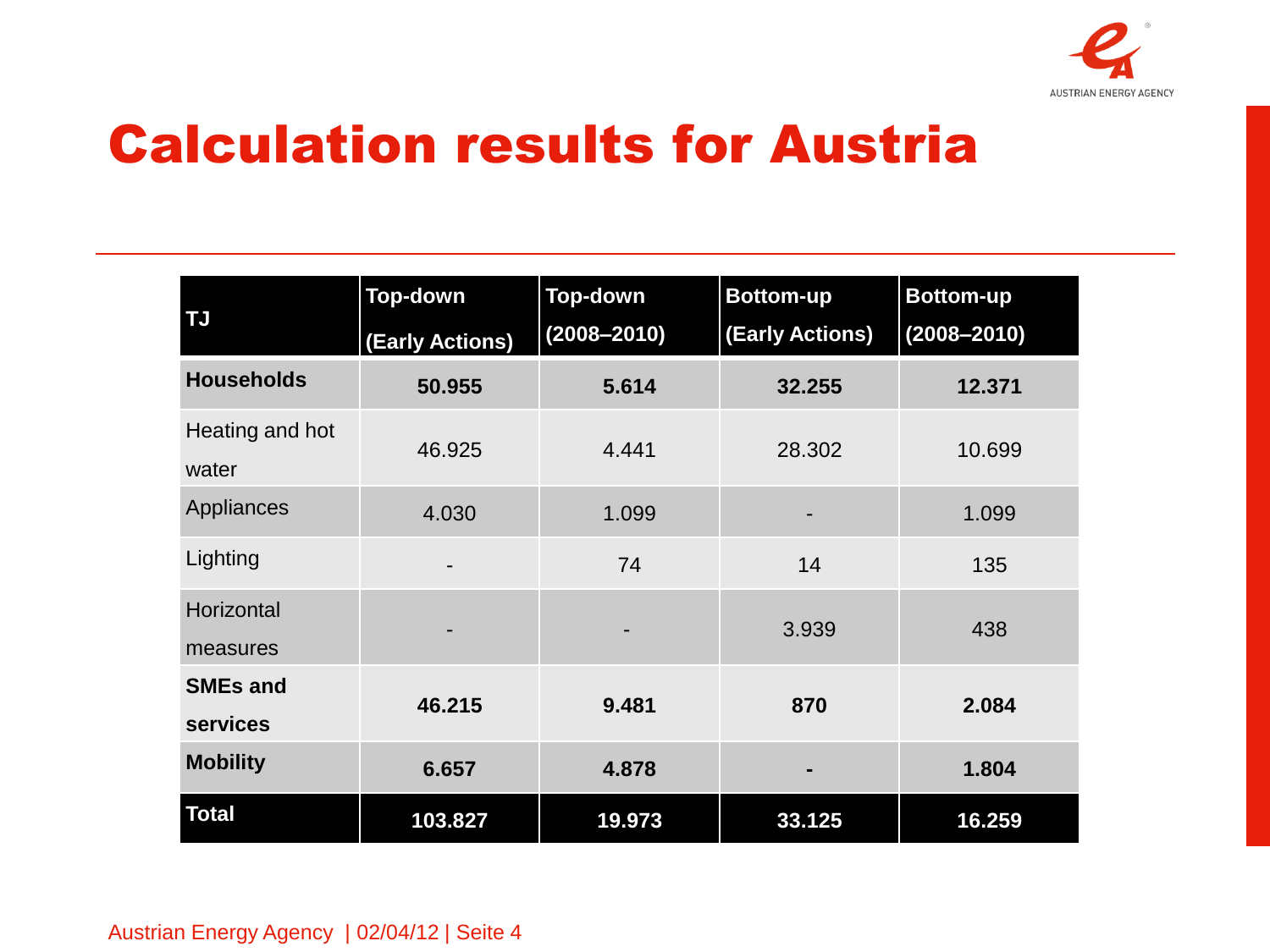# Calculation results for Austria

| TJ | Top-down (Early Actions) | Top-down (2008–2010) | Bottom-up (Early Actions) | Bottom-up (2008–2010) |
| --- | --- | --- | --- | --- |
| **Households** | **50.955** | **5.614** | **32.255** | **12.371** |
| Heating and hot water | 46.925 | 4.441 | 28.302 | 10.699 |
| Appliances | 4.030 | 1.099 | - | 1.099 |
| Lighting | - | 74 | 14 | 135 |
| Horizontal measures | - | - | 3.939 | 438 |
| **SMEs and services** | **46.215** | **9.481** | **870** | **2.084** |
| **Mobility** | **6.657** | **4.878** | **-** | **1.804** |
| **Total** | **103.827** | **19.973** | **33.125** | **16.259** |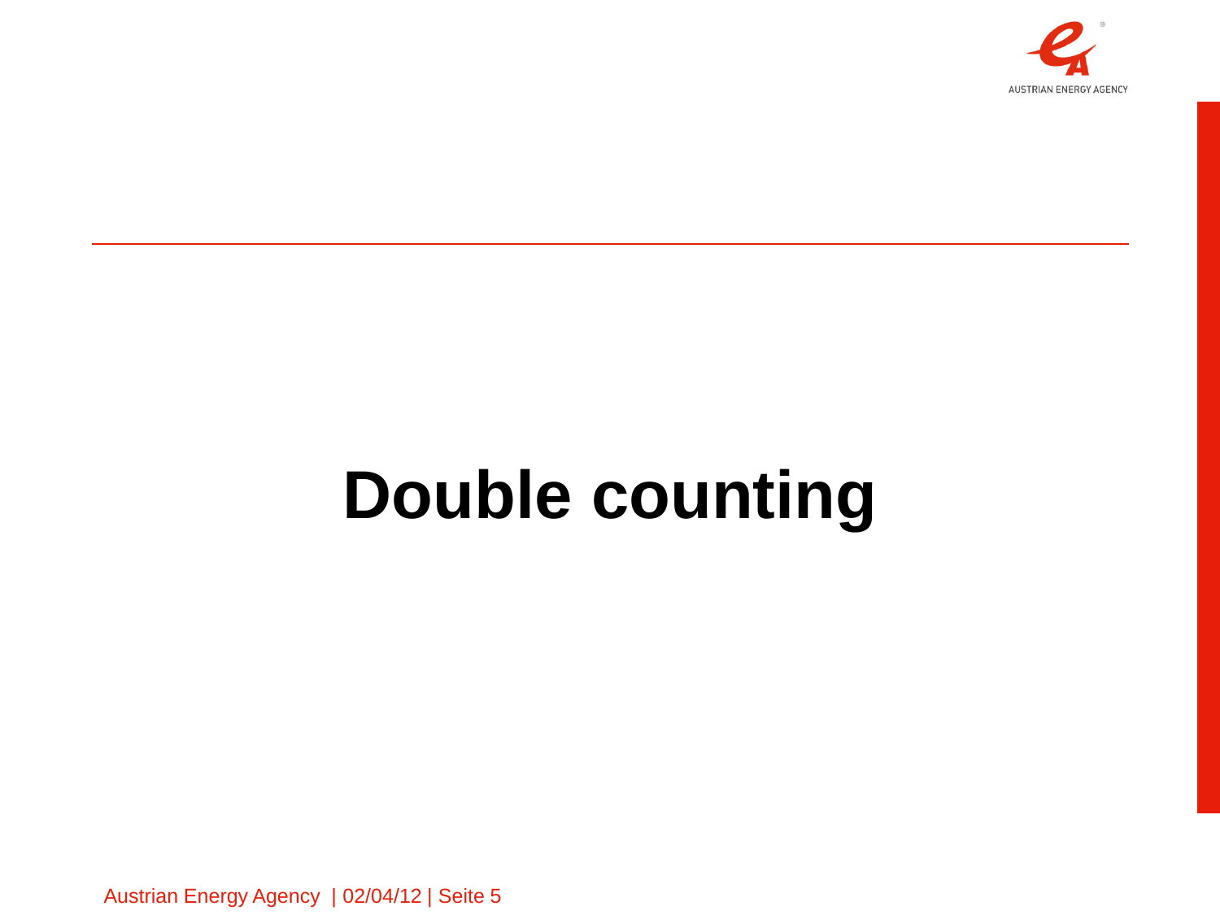# Double counting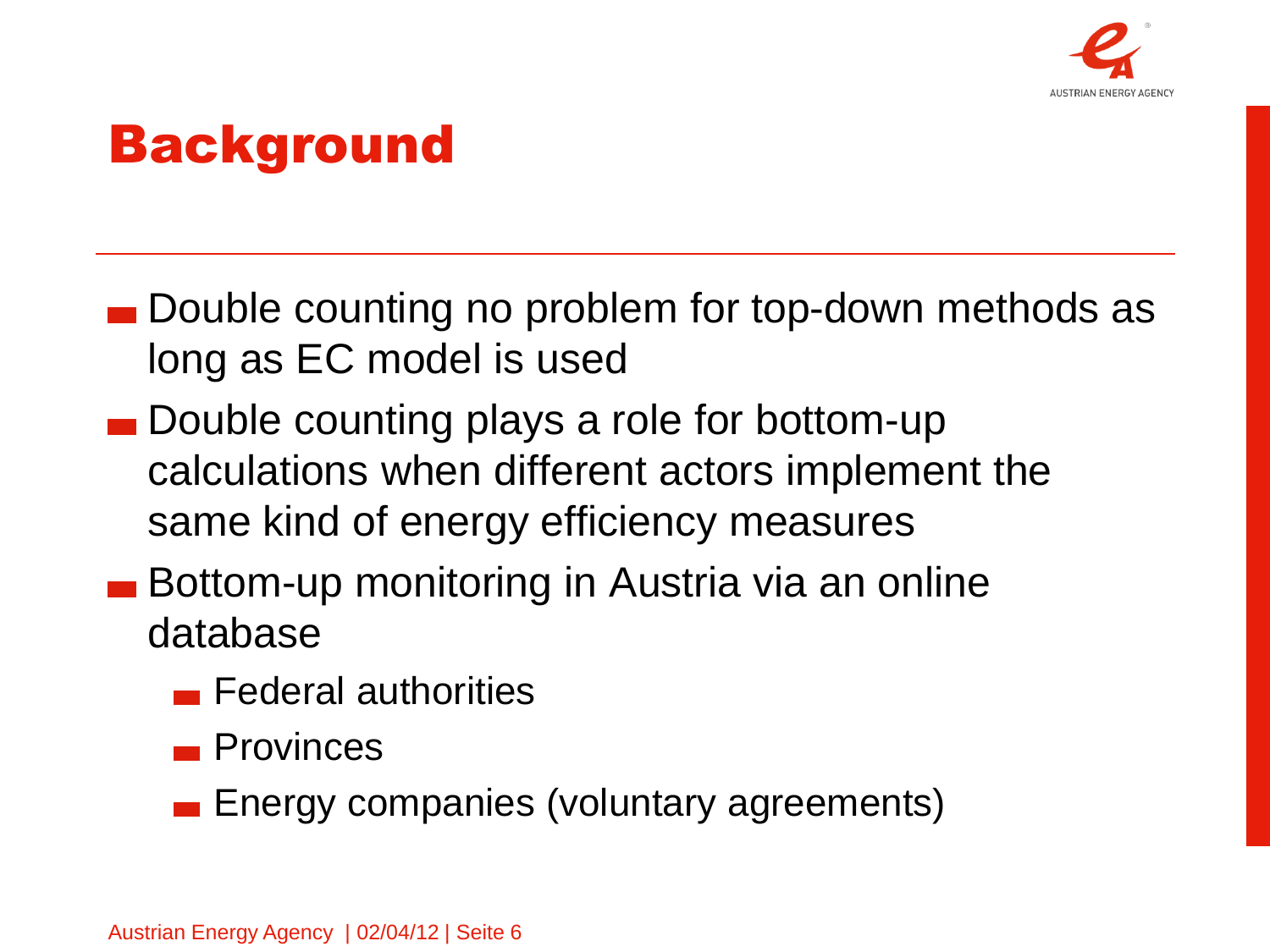# Background

- Double counting no problem for top-down methods as long as EC model is used
- Double counting plays a role for bottom-up calculations when different actors implement the same kind of energy efficiency measures
- Bottom-up monitoring in Austria via an online database
  - Federal authorities
  - Provinces
  - Energy companies (voluntary agreements)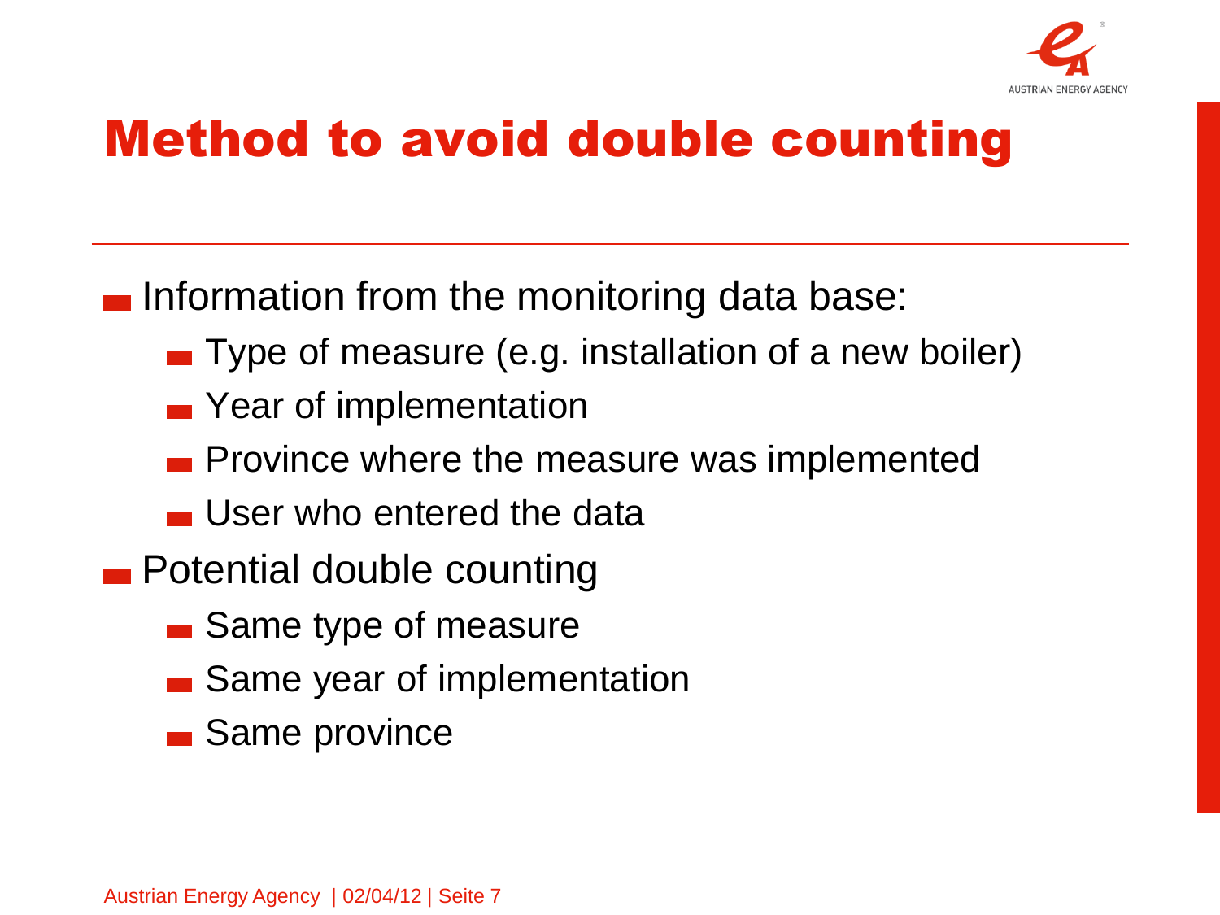# Method to avoid double counting

- Information from the monitoring data base:
  - Type of measure (e.g. installation of a new boiler)
  - Year of implementation
  - Province where the measure was implemented
  - User who entered the data
- Potential double counting
  - Same type of measure
  - Same year of implementation
  - Same province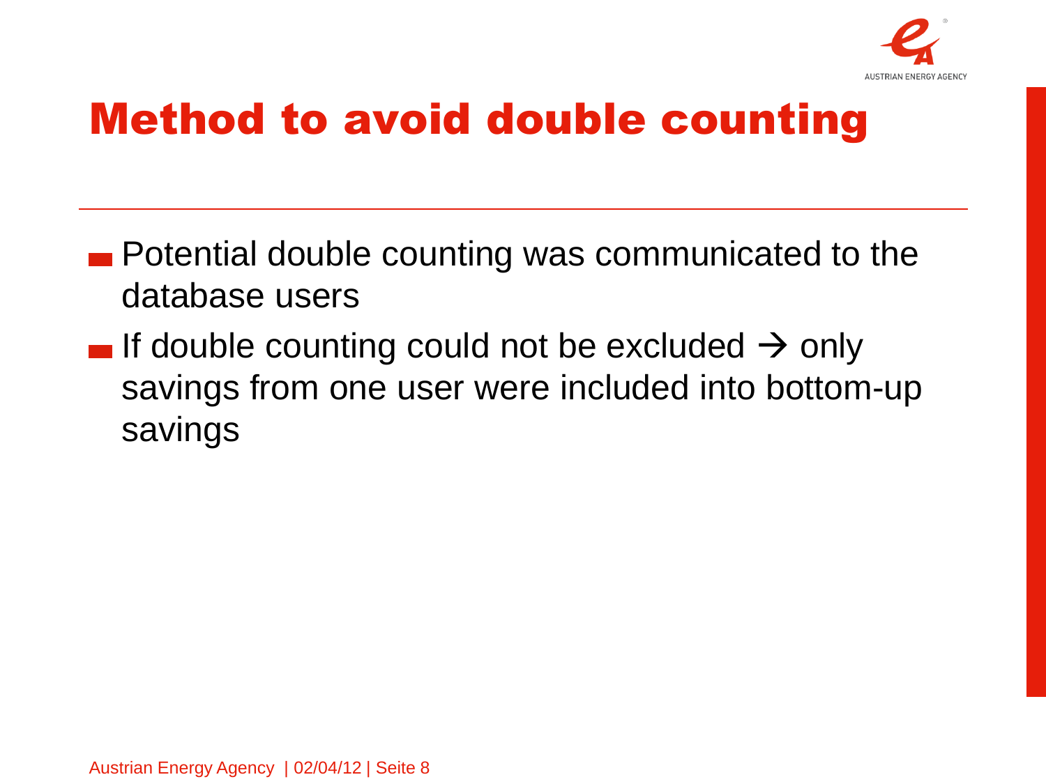# Method to avoid double counting

- Potential double counting was communicated to the database users
- If double counting could not be excluded → only savings from one user were included into bottom-up savings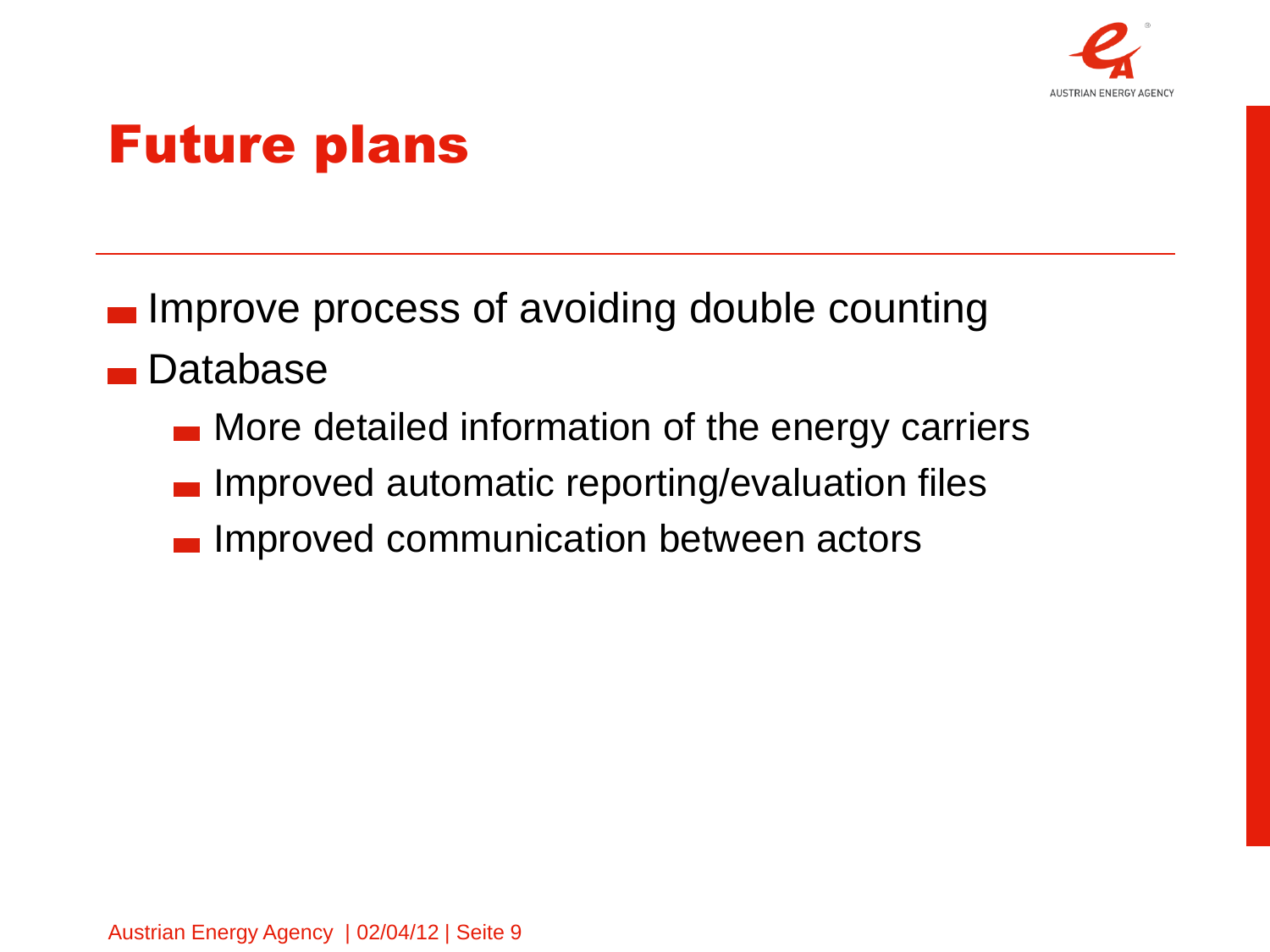# Future plans

- Improve process of avoiding double counting
- Database
  - More detailed information of the energy carriers
  - Improved automatic reporting/evaluation files
  - Improved communication between actors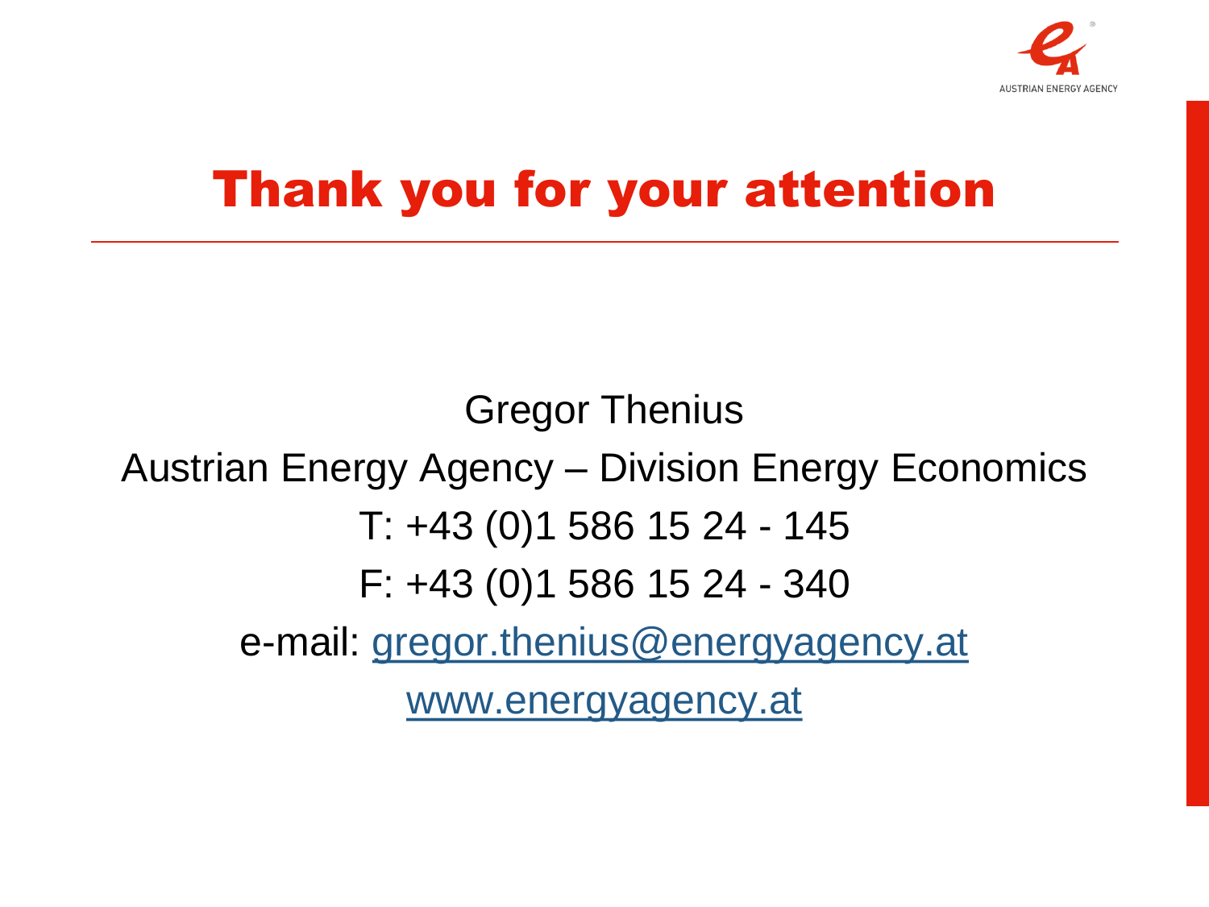# Thank you for your attention

Gregor Thenius

Austrian Energy Agency – Division Energy Economics

T: +43 (0)1 586 15 24 - 145

F: +43 (0)1 586 15 24 - 340

e-mail: gregor.thenius@energyagency.at

www.energyagency.at